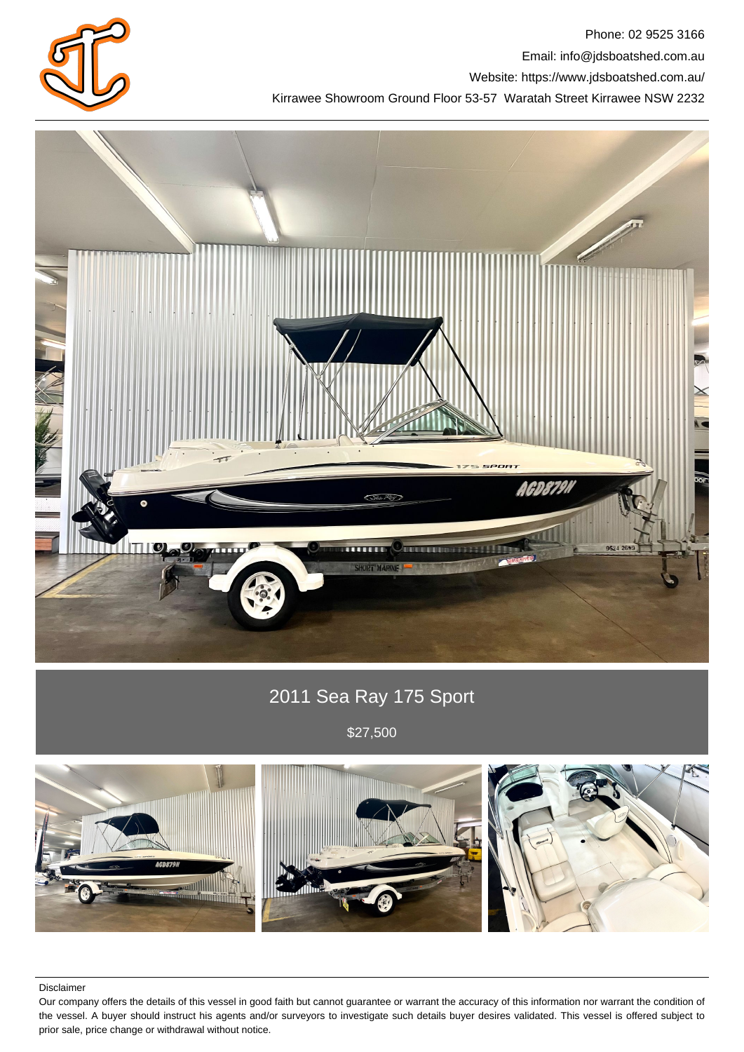Phone: 02 9525 3166

Email: info@jdsboatshed.com.au

Website: https://www.jdsboatshed.com.au/

Kirrawee Showroom Ground Floor 53-57 Waratah Street Kirrawee NSW 2232

# 2011 Sea Ray 175 Sport

$27,500

Disclaimer

Our company offers the details of this vessel in good faith but cannot guarantee or warrant the accuracy of this information nor warrant the condition of the vessel. A buyer should instruct his agents and/or surveyors to investigate such details buyer desires validated. This vessel is offered subject to prior sale, price change or withdrawal without notice.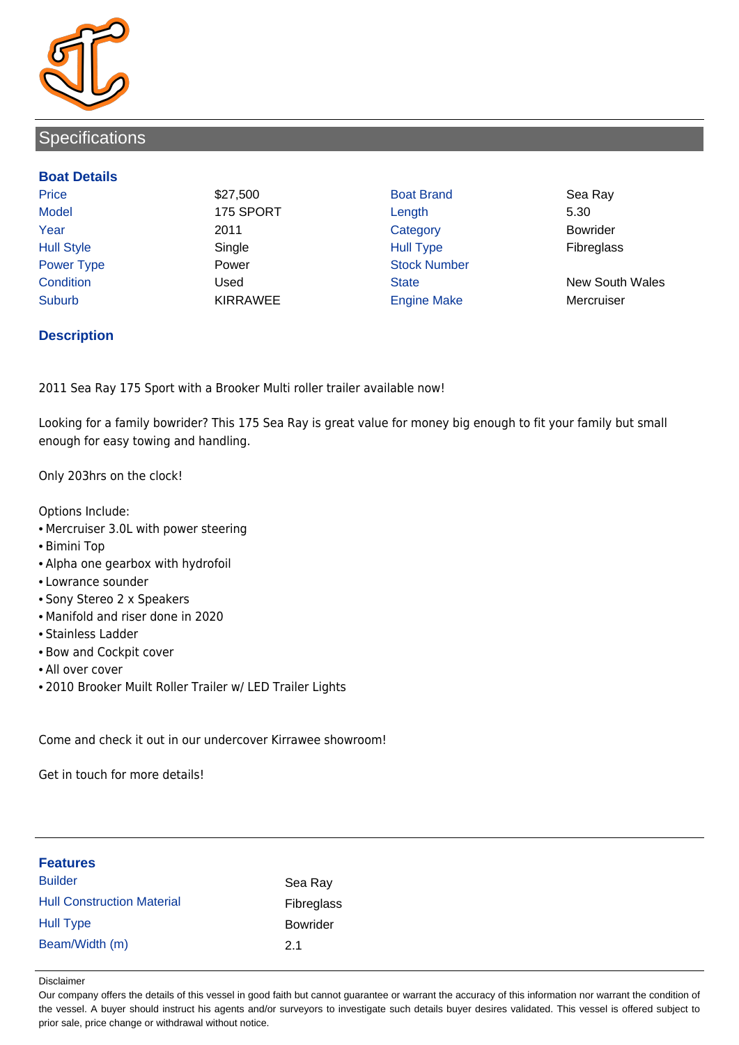## Specifications

### Boat Details

| | | | |
|---|---|---|---|
| Price | $27,500 | Boat Brand | Sea Ray |
| Model | 175 SPORT | Length | 5.30 |
| Year | 2011 | Category | Bowrider |
| Hull Style | Single | Hull Type | Fibreglass |
| Power Type | Power | Stock Number | |
| Condition | Used | State | New South Wales |
| Suburb | KIRRAWEE | Engine Make | Mercruiser |

### Description

2011 Sea Ray 175 Sport with a Brooker Multi roller trailer available now!

Looking for a family bowrider? This 175 Sea Ray is great value for money big enough to fit your family but small enough for easy towing and handling.

Only 203hrs on the clock!

Options Include:
- Mercruiser 3.0L with power steering
- Bimini Top
- Alpha one gearbox with hydrofoil
- Lowrance sounder
- Sony Stereo 2 x Speakers
- Manifold and riser done in 2020
- Stainless Ladder
- Bow and Cockpit cover
- All over cover
- 2010 Brooker Muilt Roller Trailer w/ LED Trailer Lights

Come and check it out in our undercover Kirrawee showroom!

Get in touch for more details!

### Features

| | |
|---|---|
| Builder | Sea Ray |
| Hull Construction Material | Fibreglass |
| Hull Type | Bowrider |
| Beam/Width (m) | 2.1 |

Disclaimer

Our company offers the details of this vessel in good faith but cannot guarantee or warrant the accuracy of this information nor warrant the condition of the vessel. A buyer should instruct his agents and/or surveyors to investigate such details buyer desires validated. This vessel is offered subject to prior sale, price change or withdrawal without notice.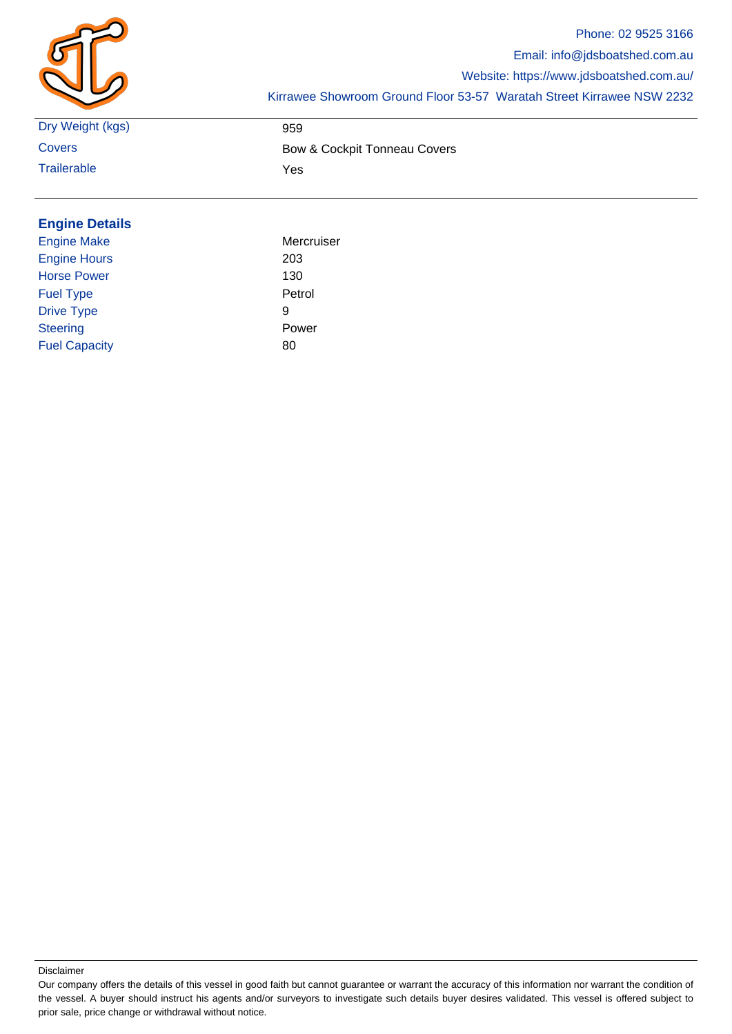| | |
|---|---|
| Dry Weight (kgs) | 959 |
| Covers | Bow & Cockpit Tonneau Covers |
| Trailerable | Yes |

## Engine Details

| | |
|---|---|
| Engine Make | Mercruiser |
| Engine Hours | 203 |
| Horse Power | 130 |
| Fuel Type | Petrol |
| Drive Type | 9 |
| Steering | Power |
| Fuel Capacity | 80 |

Disclaimer

Our company offers the details of this vessel in good faith but cannot guarantee or warrant the accuracy of this information nor warrant the condition of the vessel. A buyer should instruct his agents and/or surveyors to investigate such details buyer desires validated. This vessel is offered subject to prior sale, price change or withdrawal without notice.